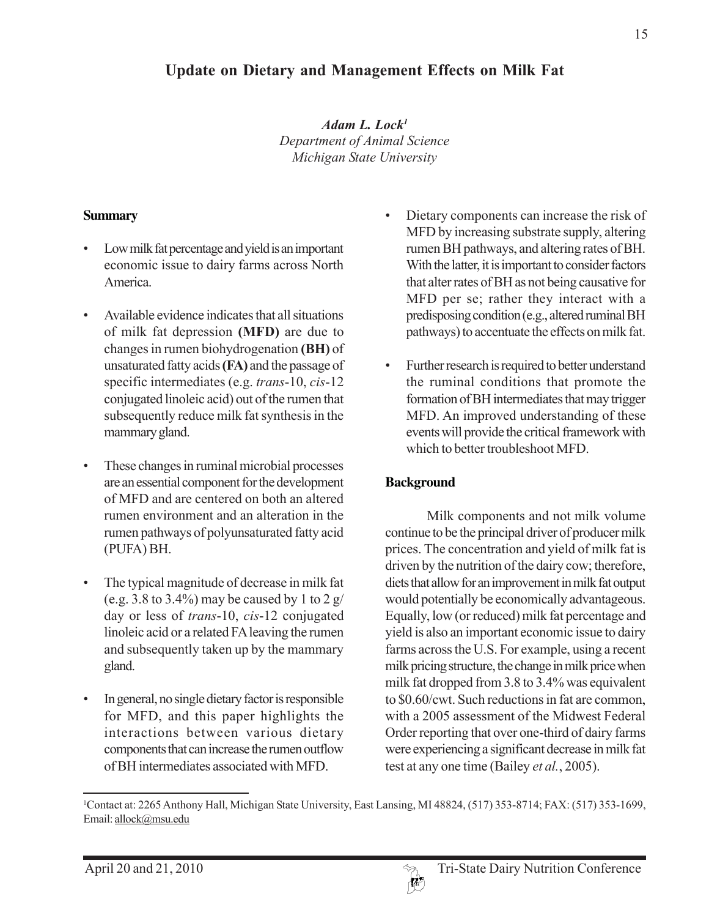# Update on Dietary and Management Effects on Milk Fat

***Adam L. Lock***[1]
*Department of Animal Science*
*Michigan State University*

## Summary

- Low milk fat percentage and yield is an important economic issue to dairy farms across North America.
- Available evidence indicates that all situations of milk fat depression **(MFD)** are due to changes in rumen biohydrogenation **(BH)** of unsaturated fatty acids **(FA)** and the passage of specific intermediates (e.g. *trans*-10, *cis*-12 conjugated linoleic acid) out of the rumen that subsequently reduce milk fat synthesis in the mammary gland.
- These changes in ruminal microbial processes are an essential component for the development of MFD and are centered on both an altered rumen environment and an alteration in the rumen pathways of polyunsaturated fatty acid (PUFA) BH.
- The typical magnitude of decrease in milk fat (e.g. 3.8 to 3.4%) may be caused by 1 to 2 g/day or less of *trans*-10, *cis*-12 conjugated linoleic acid or a related FA leaving the rumen and subsequently taken up by the mammary gland.
- In general, no single dietary factor is responsible for MFD, and this paper highlights the interactions between various dietary components that can increase the rumen outflow of BH intermediates associated with MFD.
- Dietary components can increase the risk of MFD by increasing substrate supply, altering rumen BH pathways, and altering rates of BH. With the latter, it is important to consider factors that alter rates of BH as not being causative for MFD per se; rather they interact with a predisposing condition (e.g., altered ruminal BH pathways) to accentuate the effects on milk fat.
- Further research is required to better understand the ruminal conditions that promote the formation of BH intermediates that may trigger MFD. An improved understanding of these events will provide the critical framework with which to better troubleshoot MFD.

## Background

Milk components and not milk volume continue to be the principal driver of producer milk prices. The concentration and yield of milk fat is driven by the nutrition of the dairy cow; therefore, diets that allow for an improvement in milk fat output would potentially be economically advantageous. Equally, low (or reduced) milk fat percentage and yield is also an important economic issue to dairy farms across the U.S. For example, using a recent milk pricing structure, the change in milk price when milk fat dropped from 3.8 to 3.4% was equivalent to \$0.60/cwt. Such reductions in fat are common, with a 2005 assessment of the Midwest Federal Order reporting that over one-third of dairy farms were experiencing a significant decrease in milk fat test at any one time (Bailey *et al.*, 2005).

---

[1] Contact at: 2265 Anthony Hall, Michigan State University, East Lansing, MI 48824, (517) 353-8714; FAX: (517) 353-1699, Email: allock@msu.edu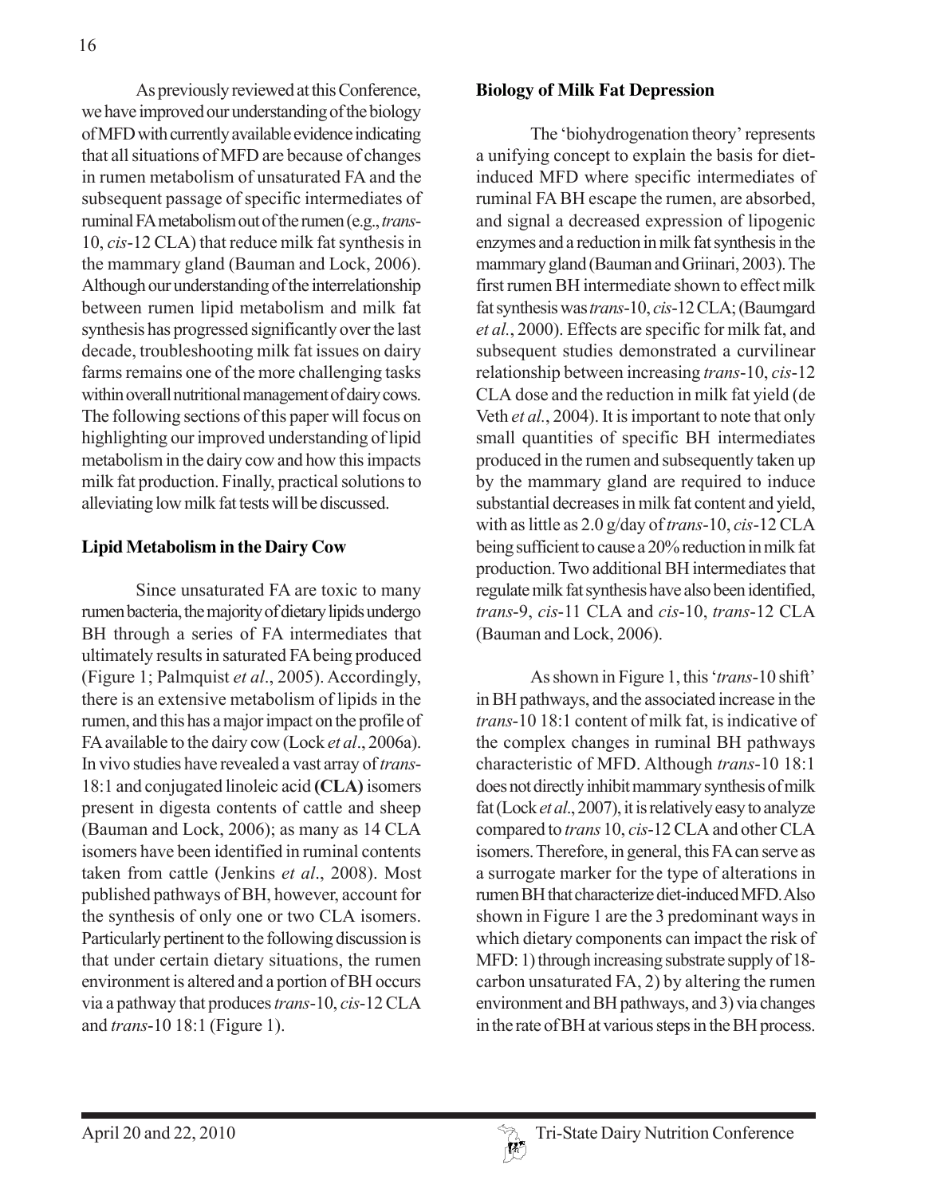As previously reviewed at this Conference, we have improved our understanding of the biology of MFD with currently available evidence indicating that all situations of MFD are because of changes in rumen metabolism of unsaturated FA and the subsequent passage of specific intermediates of ruminal FA metabolism out of the rumen (e.g., *trans*-10, *cis*-12 CLA) that reduce milk fat synthesis in the mammary gland (Bauman and Lock, 2006). Although our understanding of the interrelationship between rumen lipid metabolism and milk fat synthesis has progressed significantly over the last decade, troubleshooting milk fat issues on dairy farms remains one of the more challenging tasks within overall nutritional management of dairy cows. The following sections of this paper will focus on highlighting our improved understanding of lipid metabolism in the dairy cow and how this impacts milk fat production. Finally, practical solutions to alleviating low milk fat tests will be discussed.

**Lipid Metabolism in the Dairy Cow**

Since unsaturated FA are toxic to many rumen bacteria, the majority of dietary lipids undergo BH through a series of FA intermediates that ultimately results in saturated FA being produced (Figure 1; Palmquist *et al*., 2005). Accordingly, there is an extensive metabolism of lipids in the rumen, and this has a major impact on the profile of FA available to the dairy cow (Lock *et al*., 2006a). In vivo studies have revealed a vast array of *trans*-18:1 and conjugated linoleic acid **(CLA)** isomers present in digesta contents of cattle and sheep (Bauman and Lock, 2006); as many as 14 CLA isomers have been identified in ruminal contents taken from cattle (Jenkins *et al*., 2008). Most published pathways of BH, however, account for the synthesis of only one or two CLA isomers. Particularly pertinent to the following discussion is that under certain dietary situations, the rumen environment is altered and a portion of BH occurs via a pathway that produces *trans*-10, *cis*-12 CLA and *trans*-10 18:1 (Figure 1).

**Biology of Milk Fat Depression**

The 'biohydrogenation theory' represents a unifying concept to explain the basis for diet-induced MFD where specific intermediates of ruminal FA BH escape the rumen, are absorbed, and signal a decreased expression of lipogenic enzymes and a reduction in milk fat synthesis in the mammary gland (Bauman and Griinari, 2003). The first rumen BH intermediate shown to effect milk fat synthesis was *trans*-10, *cis*-12 CLA; (Baumgard *et al.*, 2000). Effects are specific for milk fat, and subsequent studies demonstrated a curvilinear relationship between increasing *trans*-10, *cis*-12 CLA dose and the reduction in milk fat yield (de Veth *et al.*, 2004). It is important to note that only small quantities of specific BH intermediates produced in the rumen and subsequently taken up by the mammary gland are required to induce substantial decreases in milk fat content and yield, with as little as 2.0 g/day of *trans*-10, *cis*-12 CLA being sufficient to cause a 20% reduction in milk fat production. Two additional BH intermediates that regulate milk fat synthesis have also been identified, *trans*-9, *cis*-11 CLA and *cis*-10, *trans*-12 CLA (Bauman and Lock, 2006).

As shown in Figure 1, this '*trans*-10 shift' in BH pathways, and the associated increase in the *trans*-10 18:1 content of milk fat, is indicative of the complex changes in ruminal BH pathways characteristic of MFD. Although *trans*-10 18:1 does not directly inhibit mammary synthesis of milk fat (Lock *et al*., 2007), it is relatively easy to analyze compared to *trans* 10, *cis*-12 CLA and other CLA isomers. Therefore, in general, this FA can serve as a surrogate marker for the type of alterations in rumen BH that characterize diet-induced MFD. Also shown in Figure 1 are the 3 predominant ways in which dietary components can impact the risk of MFD: 1) through increasing substrate supply of 18-carbon unsaturated FA, 2) by altering the rumen environment and BH pathways, and 3) via changes in the rate of BH at various steps in the BH process.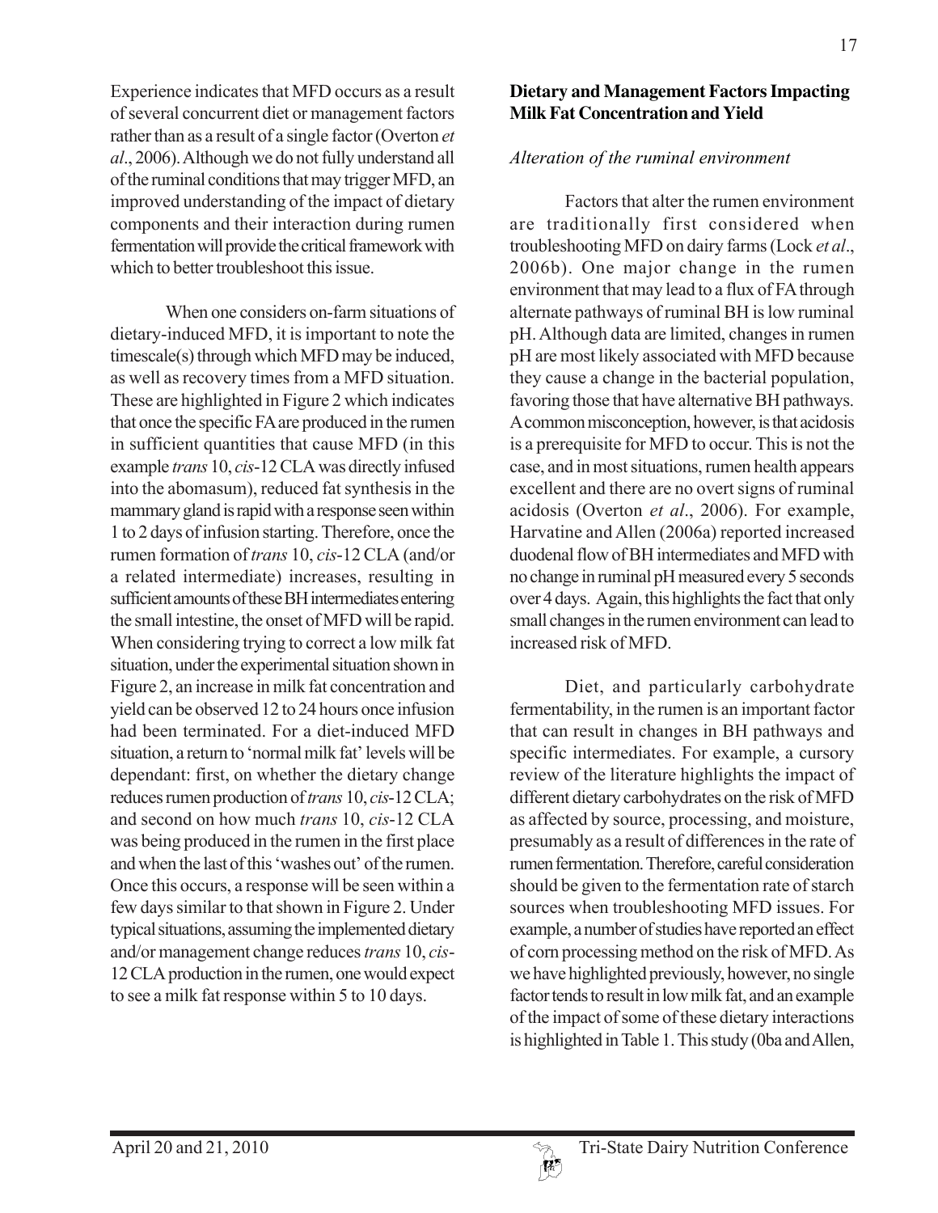Experience indicates that MFD occurs as a result of several concurrent diet or management factors rather than as a result of a single factor (Overton *et al*., 2006). Although we do not fully understand all of the ruminal conditions that may trigger MFD, an improved understanding of the impact of dietary components and their interaction during rumen fermentation will provide the critical framework with which to better troubleshoot this issue.

When one considers on-farm situations of dietary-induced MFD, it is important to note the timescale(s) through which MFD may be induced, as well as recovery times from a MFD situation. These are highlighted in Figure 2 which indicates that once the specific FA are produced in the rumen in sufficient quantities that cause MFD (in this example *trans* 10, *cis*-12 CLA was directly infused into the abomasum), reduced fat synthesis in the mammary gland is rapid with a response seen within 1 to 2 days of infusion starting. Therefore, once the rumen formation of *trans* 10, *cis*-12 CLA (and/or a related intermediate) increases, resulting in sufficient amounts of these BH intermediates entering the small intestine, the onset of MFD will be rapid. When considering trying to correct a low milk fat situation, under the experimental situation shown in Figure 2, an increase in milk fat concentration and yield can be observed 12 to 24 hours once infusion had been terminated. For a diet-induced MFD situation, a return to 'normal milk fat' levels will be dependant: first, on whether the dietary change reduces rumen production of *trans* 10, *cis*-12 CLA; and second on how much *trans* 10, *cis*-12 CLA was being produced in the rumen in the first place and when the last of this 'washes out' of the rumen. Once this occurs, a response will be seen within a few days similar to that shown in Figure 2. Under typical situations, assuming the implemented dietary and/or management change reduces *trans* 10, *cis*-12 CLA production in the rumen, one would expect to see a milk fat response within 5 to 10 days.

**Dietary and Management Factors Impacting Milk Fat Concentration and Yield**

*Alteration of the ruminal environment*

Factors that alter the rumen environment are traditionally first considered when troubleshooting MFD on dairy farms (Lock *et al*., 2006b). One major change in the rumen environment that may lead to a flux of FA through alternate pathways of ruminal BH is low ruminal pH. Although data are limited, changes in rumen pH are most likely associated with MFD because they cause a change in the bacterial population, favoring those that have alternative BH pathways. A common misconception, however, is that acidosis is a prerequisite for MFD to occur. This is not the case, and in most situations, rumen health appears excellent and there are no overt signs of ruminal acidosis (Overton *et al*., 2006). For example, Harvatine and Allen (2006a) reported increased duodenal flow of BH intermediates and MFD with no change in ruminal pH measured every 5 seconds over 4 days. Again, this highlights the fact that only small changes in the rumen environment can lead to increased risk of MFD.

Diet, and particularly carbohydrate fermentability, in the rumen is an important factor that can result in changes in BH pathways and specific intermediates. For example, a cursory review of the literature highlights the impact of different dietary carbohydrates on the risk of MFD as affected by source, processing, and moisture, presumably as a result of differences in the rate of rumen fermentation. Therefore, careful consideration should be given to the fermentation rate of starch sources when troubleshooting MFD issues. For example, a number of studies have reported an effect of corn processing method on the risk of MFD. As we have highlighted previously, however, no single factor tends to result in low milk fat, and an example of the impact of some of these dietary interactions is highlighted in Table 1. This study (0ba and Allen,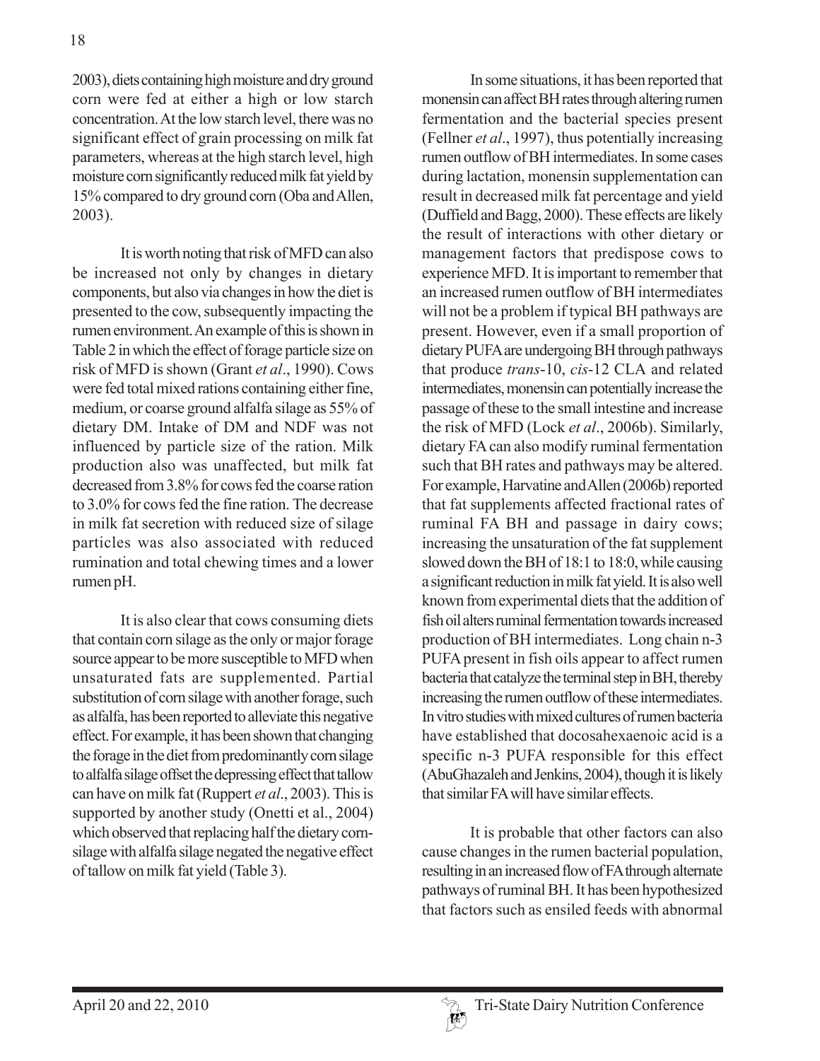2003), diets containing high moisture and dry ground corn were fed at either a high or low starch concentration. At the low starch level, there was no significant effect of grain processing on milk fat parameters, whereas at the high starch level, high moisture corn significantly reduced milk fat yield by 15% compared to dry ground corn (Oba and Allen, 2003).

It is worth noting that risk of MFD can also be increased not only by changes in dietary components, but also via changes in how the diet is presented to the cow, subsequently impacting the rumen environment. An example of this is shown in Table 2 in which the effect of forage particle size on risk of MFD is shown (Grant *et al*., 1990). Cows were fed total mixed rations containing either fine, medium, or coarse ground alfalfa silage as 55% of dietary DM. Intake of DM and NDF was not influenced by particle size of the ration. Milk production also was unaffected, but milk fat decreased from 3.8% for cows fed the coarse ration to 3.0% for cows fed the fine ration. The decrease in milk fat secretion with reduced size of silage particles was also associated with reduced rumination and total chewing times and a lower rumen pH.

It is also clear that cows consuming diets that contain corn silage as the only or major forage source appear to be more susceptible to MFD when unsaturated fats are supplemented. Partial substitution of corn silage with another forage, such as alfalfa, has been reported to alleviate this negative effect. For example, it has been shown that changing the forage in the diet from predominantly corn silage to alfalfa silage offset the depressing effect that tallow can have on milk fat (Ruppert *et al*., 2003). This is supported by another study (Onetti et al., 2004) which observed that replacing half the dietary corn-silage with alfalfa silage negated the negative effect of tallow on milk fat yield (Table 3).

In some situations, it has been reported that monensin can affect BH rates through altering rumen fermentation and the bacterial species present (Fellner *et al*., 1997), thus potentially increasing rumen outflow of BH intermediates. In some cases during lactation, monensin supplementation can result in decreased milk fat percentage and yield (Duffield and Bagg, 2000). These effects are likely the result of interactions with other dietary or management factors that predispose cows to experience MFD. It is important to remember that an increased rumen outflow of BH intermediates will not be a problem if typical BH pathways are present. However, even if a small proportion of dietary PUFA are undergoing BH through pathways that produce *trans*-10, *cis*-12 CLA and related intermediates, monensin can potentially increase the passage of these to the small intestine and increase the risk of MFD (Lock *et al*., 2006b). Similarly, dietary FA can also modify ruminal fermentation such that BH rates and pathways may be altered. For example, Harvatine and Allen (2006b) reported that fat supplements affected fractional rates of ruminal FA BH and passage in dairy cows; increasing the unsaturation of the fat supplement slowed down the BH of 18:1 to 18:0, while causing a significant reduction in milk fat yield. It is also well known from experimental diets that the addition of fish oil alters ruminal fermentation towards increased production of BH intermediates. Long chain n-3 PUFA present in fish oils appear to affect rumen bacteria that catalyze the terminal step in BH, thereby increasing the rumen outflow of these intermediates. In vitro studies with mixed cultures of rumen bacteria have established that docosahexaenoic acid is a specific n-3 PUFA responsible for this effect (AbuGhazaleh and Jenkins, 2004), though it is likely that similar FA will have similar effects.

It is probable that other factors can also cause changes in the rumen bacterial population, resulting in an increased flow of FA through alternate pathways of ruminal BH. It has been hypothesized that factors such as ensiled feeds with abnormal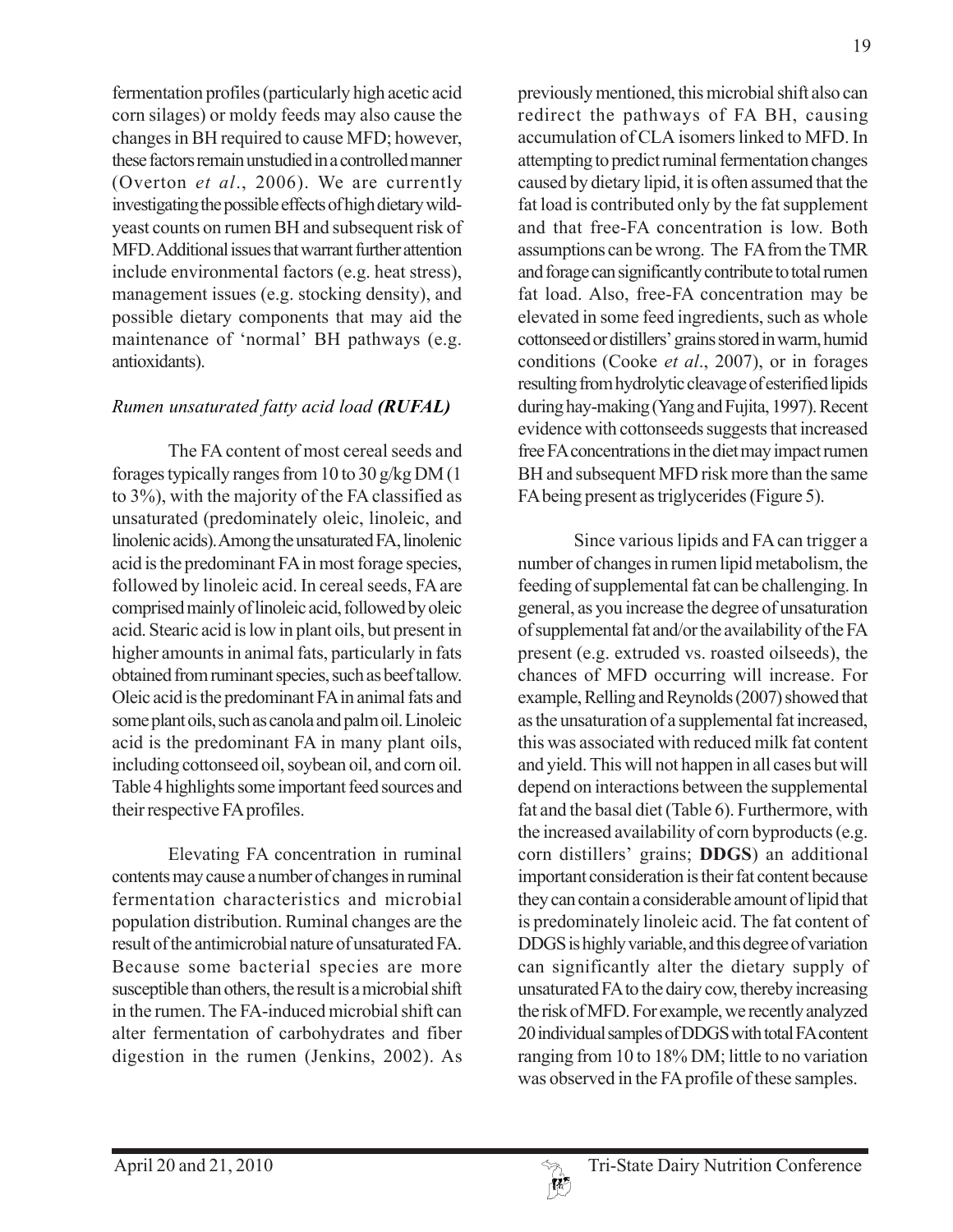fermentation profiles (particularly high acetic acid corn silages) or moldy feeds may also cause the changes in BH required to cause MFD; however, these factors remain unstudied in a controlled manner (Overton *et al*., 2006). We are currently investigating the possible effects of high dietary wild-yeast counts on rumen BH and subsequent risk of MFD. Additional issues that warrant further attention include environmental factors (e.g. heat stress), management issues (e.g. stocking density), and possible dietary components that may aid the maintenance of 'normal' BH pathways (e.g. antioxidants).

### *Rumen unsaturated fatty acid load **(RUFAL)***

The FA content of most cereal seeds and forages typically ranges from 10 to 30 g/kg DM (1 to 3%), with the majority of the FA classified as unsaturated (predominately oleic, linoleic, and linolenic acids). Among the unsaturated FA, linolenic acid is the predominant FA in most forage species, followed by linoleic acid. In cereal seeds, FA are comprised mainly of linoleic acid, followed by oleic acid. Stearic acid is low in plant oils, but present in higher amounts in animal fats, particularly in fats obtained from ruminant species, such as beef tallow. Oleic acid is the predominant FA in animal fats and some plant oils, such as canola and palm oil. Linoleic acid is the predominant FA in many plant oils, including cottonseed oil, soybean oil, and corn oil. Table 4 highlights some important feed sources and their respective FA profiles.

Elevating FA concentration in ruminal contents may cause a number of changes in ruminal fermentation characteristics and microbial population distribution. Ruminal changes are the result of the antimicrobial nature of unsaturated FA. Because some bacterial species are more susceptible than others, the result is a microbial shift in the rumen. The FA-induced microbial shift can alter fermentation of carbohydrates and fiber digestion in the rumen (Jenkins, 2002). As previously mentioned, this microbial shift also can redirect the pathways of FA BH, causing accumulation of CLA isomers linked to MFD. In attempting to predict ruminal fermentation changes caused by dietary lipid, it is often assumed that the fat load is contributed only by the fat supplement and that free-FA concentration is low. Both assumptions can be wrong. The FA from the TMR and forage can significantly contribute to total rumen fat load. Also, free-FA concentration may be elevated in some feed ingredients, such as whole cottonseed or distillers' grains stored in warm, humid conditions (Cooke *et al*., 2007), or in forages resulting from hydrolytic cleavage of esterified lipids during hay-making (Yang and Fujita, 1997). Recent evidence with cottonseeds suggests that increased free FA concentrations in the diet may impact rumen BH and subsequent MFD risk more than the same FA being present as triglycerides (Figure 5).

Since various lipids and FA can trigger a number of changes in rumen lipid metabolism, the feeding of supplemental fat can be challenging. In general, as you increase the degree of unsaturation of supplemental fat and/or the availability of the FA present (e.g. extruded vs. roasted oilseeds), the chances of MFD occurring will increase. For example, Relling and Reynolds (2007) showed that as the unsaturation of a supplemental fat increased, this was associated with reduced milk fat content and yield. This will not happen in all cases but will depend on interactions between the supplemental fat and the basal diet (Table 6). Furthermore, with the increased availability of corn byproducts (e.g. corn distillers' grains; **DDGS**) an additional important consideration is their fat content because they can contain a considerable amount of lipid that is predominately linoleic acid. The fat content of DDGS is highly variable, and this degree of variation can significantly alter the dietary supply of unsaturated FA to the dairy cow, thereby increasing the risk of MFD. For example, we recently analyzed 20 individual samples of DDGS with total FA content ranging from 10 to 18% DM; little to no variation was observed in the FA profile of these samples.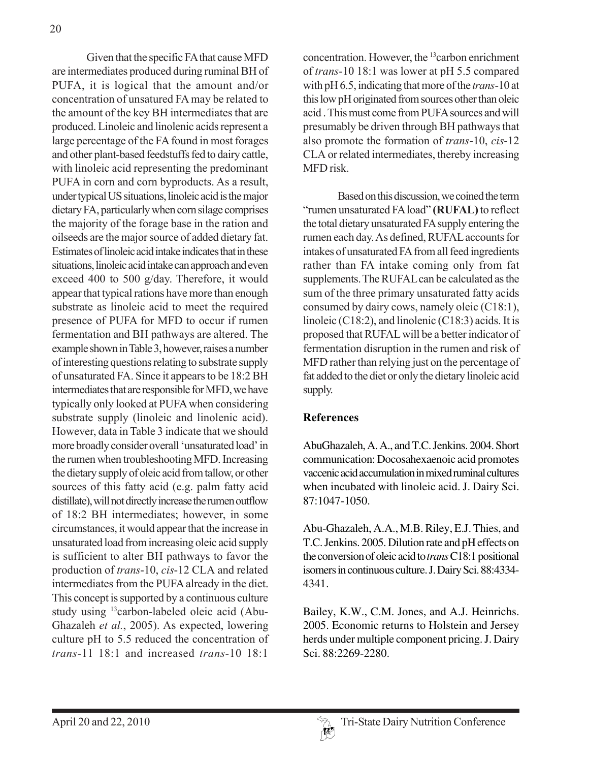Given that the specific FA that cause MFD are intermediates produced during ruminal BH of PUFA, it is logical that the amount and/or concentration of unsatured FA may be related to the amount of the key BH intermediates that are produced. Linoleic and linolenic acids represent a large percentage of the FA found in most forages and other plant-based feedstuffs fed to dairy cattle, with linoleic acid representing the predominant PUFA in corn and corn byproducts. As a result, under typical US situations, linoleic acid is the major dietary FA, particularly when corn silage comprises the majority of the forage base in the ration and oilseeds are the major source of added dietary fat. Estimates of linoleic acid intake indicates that in these situations, linoleic acid intake can approach and even exceed 400 to 500 g/day. Therefore, it would appear that typical rations have more than enough substrate as linoleic acid to meet the required presence of PUFA for MFD to occur if rumen fermentation and BH pathways are altered. The example shown in Table 3, however, raises a number of interesting questions relating to substrate supply of unsaturated FA. Since it appears to be 18:2 BH intermediates that are responsible for MFD, we have typically only looked at PUFA when considering substrate supply (linoleic and linolenic acid). However, data in Table 3 indicate that we should more broadly consider overall 'unsaturated load' in the rumen when troubleshooting MFD. Increasing the dietary supply of oleic acid from tallow, or other sources of this fatty acid (e.g. palm fatty acid distillate), will not directly increase the rumen outflow of 18:2 BH intermediates; however, in some circumstances, it would appear that the increase in unsaturated load from increasing oleic acid supply is sufficient to alter BH pathways to favor the production of *trans*-10, *cis*-12 CLA and related intermediates from the PUFA already in the diet. This concept is supported by a continuous culture study using $^{13}$carbon-labeled oleic acid (Abu-Ghazaleh *et al.*, 2005). As expected, lowering culture pH to 5.5 reduced the concentration of *trans*-11 18:1 and increased *trans*-10 18:1 concentration. However, the $^{13}$carbon enrichment of *trans*-10 18:1 was lower at pH 5.5 compared with pH 6.5, indicating that more of the *trans*-10 at this low pH originated from sources other than oleic acid . This must come from PUFA sources and will presumably be driven through BH pathways that also promote the formation of *trans*-10, *cis*-12 CLA or related intermediates, thereby increasing MFD risk.

Based on this discussion, we coined the term "rumen unsaturated FA load" **(RUFAL)** to reflect the total dietary unsaturated FA supply entering the rumen each day. As defined, RUFAL accounts for intakes of unsaturated FA from all feed ingredients rather than FA intake coming only from fat supplements. The RUFAL can be calculated as the sum of the three primary unsaturated fatty acids consumed by dairy cows, namely oleic (C18:1), linoleic (C18:2), and linolenic (C18:3) acids. It is proposed that RUFAL will be a better indicator of fermentation disruption in the rumen and risk of MFD rather than relying just on the percentage of fat added to the diet or only the dietary linoleic acid supply.

## References

AbuGhazaleh, A. A., and T.C. Jenkins. 2004. Short communication: Docosahexaenoic acid promotes vaccenic acid accumulation in mixed ruminal cultures when incubated with linoleic acid. J. Dairy Sci. 87:1047-1050.

Abu-Ghazaleh, A.A., M.B. Riley, E.J. Thies, and T.C. Jenkins. 2005. Dilution rate and pH effects on the conversion of oleic acid to *trans* C18:1 positional isomers in continuous culture. J. Dairy Sci. 88:4334-4341.

Bailey, K.W., C.M. Jones, and A.J. Heinrichs. 2005. Economic returns to Holstein and Jersey herds under multiple component pricing. J. Dairy Sci. 88:2269-2280.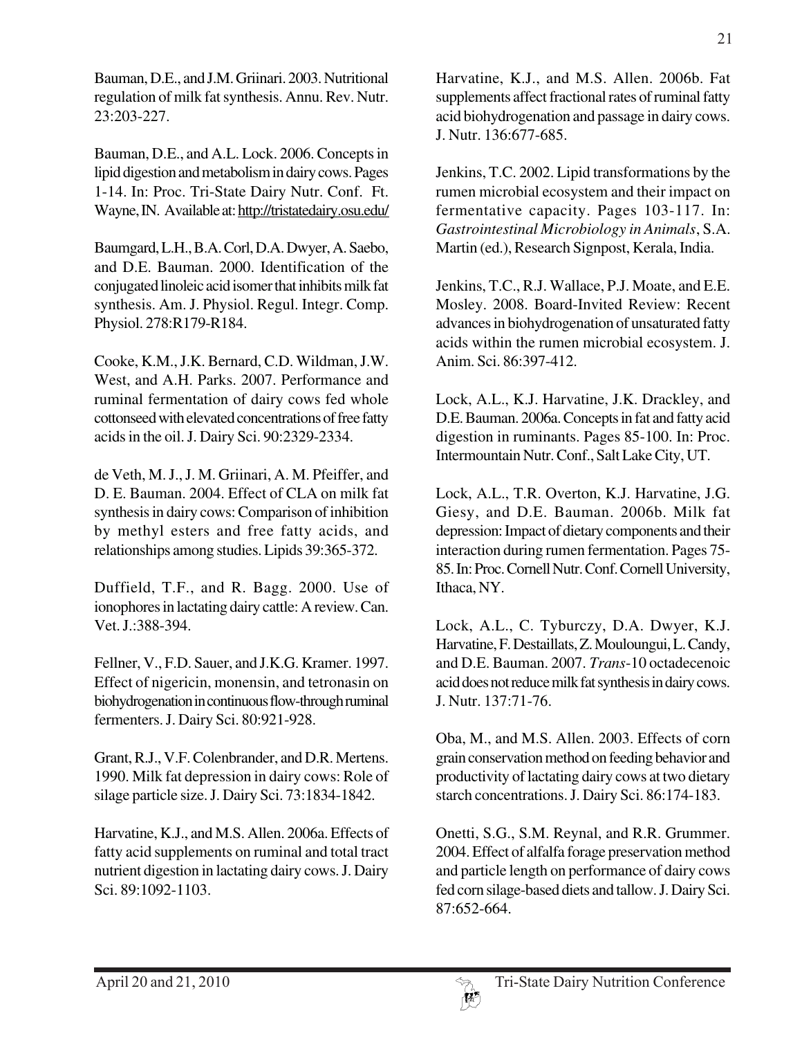Bauman, D.E., and J.M. Griinari. 2003. Nutritional regulation of milk fat synthesis. Annu. Rev. Nutr. 23:203-227.

Bauman, D.E., and A.L. Lock. 2006. Concepts in lipid digestion and metabolism in dairy cows. Pages 1-14. In: Proc. Tri-State Dairy Nutr. Conf. Ft. Wayne, IN. Available at: http://tristatedairy.osu.edu/

Baumgard, L.H., B.A. Corl, D.A. Dwyer, A. Saebo, and D.E. Bauman. 2000. Identification of the conjugated linoleic acid isomer that inhibits milk fat synthesis. Am. J. Physiol. Regul. Integr. Comp. Physiol. 278:R179-R184.

Cooke, K.M., J.K. Bernard, C.D. Wildman, J.W. West, and A.H. Parks. 2007. Performance and ruminal fermentation of dairy cows fed whole cottonseed with elevated concentrations of free fatty acids in the oil. J. Dairy Sci. 90:2329-2334.

de Veth, M. J., J. M. Griinari, A. M. Pfeiffer, and D. E. Bauman. 2004. Effect of CLA on milk fat synthesis in dairy cows: Comparison of inhibition by methyl esters and free fatty acids, and relationships among studies. Lipids 39:365-372.

Duffield, T.F., and R. Bagg. 2000. Use of ionophores in lactating dairy cattle: A review. Can. Vet. J.:388-394.

Fellner, V., F.D. Sauer, and J.K.G. Kramer. 1997. Effect of nigericin, monensin, and tetronasin on biohydrogenation in continuous flow-through ruminal fermenters. J. Dairy Sci. 80:921-928.

Grant, R.J., V.F. Colenbrander, and D.R. Mertens. 1990. Milk fat depression in dairy cows: Role of silage particle size. J. Dairy Sci. 73:1834-1842.

Harvatine, K.J., and M.S. Allen. 2006a. Effects of fatty acid supplements on ruminal and total tract nutrient digestion in lactating dairy cows. J. Dairy Sci. 89:1092-1103.

Harvatine, K.J., and M.S. Allen. 2006b. Fat supplements affect fractional rates of ruminal fatty acid biohydrogenation and passage in dairy cows. J. Nutr. 136:677-685.

Jenkins, T.C. 2002. Lipid transformations by the rumen microbial ecosystem and their impact on fermentative capacity. Pages 103-117. In: *Gastrointestinal Microbiology in Animals*, S.A. Martin (ed.), Research Signpost, Kerala, India.

Jenkins, T.C., R.J. Wallace, P.J. Moate, and E.E. Mosley. 2008. Board-Invited Review: Recent advances in biohydrogenation of unsaturated fatty acids within the rumen microbial ecosystem. J. Anim. Sci. 86:397-412.

Lock, A.L., K.J. Harvatine, J.K. Drackley, and D.E. Bauman. 2006a. Concepts in fat and fatty acid digestion in ruminants. Pages 85-100. In: Proc. Intermountain Nutr. Conf., Salt Lake City, UT.

Lock, A.L., T.R. Overton, K.J. Harvatine, J.G. Giesy, and D.E. Bauman. 2006b. Milk fat depression: Impact of dietary components and their interaction during rumen fermentation. Pages 75-85. In: Proc. Cornell Nutr. Conf. Cornell University, Ithaca, NY.

Lock, A.L., C. Tyburczy, D.A. Dwyer, K.J. Harvatine, F. Destaillats, Z. Mouloungui, L. Candy, and D.E. Bauman. 2007. *Trans*-10 octadecenoic acid does not reduce milk fat synthesis in dairy cows. J. Nutr. 137:71-76.

Oba, M., and M.S. Allen. 2003. Effects of corn grain conservation method on feeding behavior and productivity of lactating dairy cows at two dietary starch concentrations. J. Dairy Sci. 86:174-183.

Onetti, S.G., S.M. Reynal, and R.R. Grummer. 2004. Effect of alfalfa forage preservation method and particle length on performance of dairy cows fed corn silage-based diets and tallow. J. Dairy Sci. 87:652-664.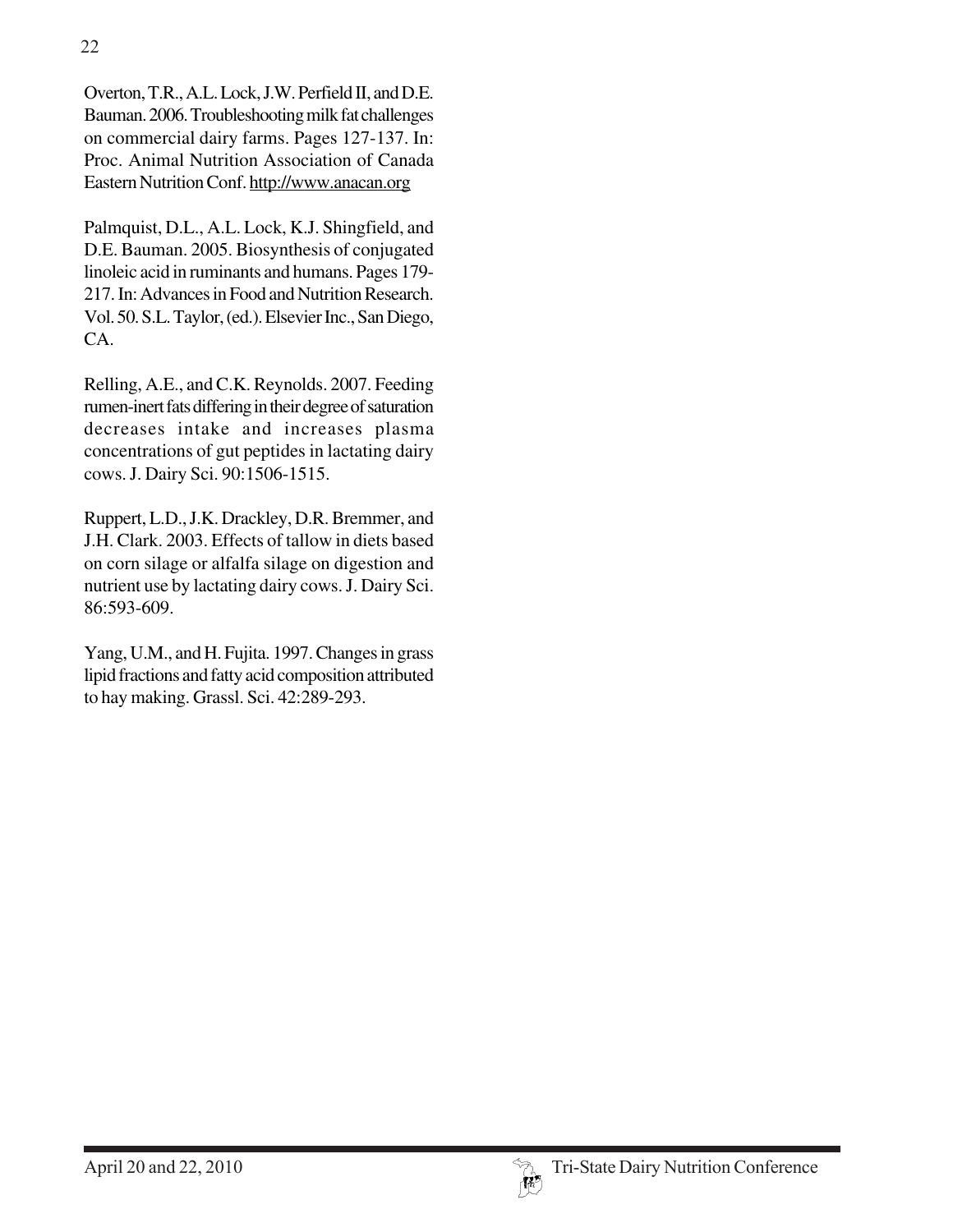Overton, T.R., A.L. Lock, J.W. Perfield II, and D.E. Bauman. 2006. Troubleshooting milk fat challenges on commercial dairy farms. Pages 127-137. In: Proc. Animal Nutrition Association of Canada Eastern Nutrition Conf. http://www.anacan.org

Palmquist, D.L., A.L. Lock, K.J. Shingfield, and D.E. Bauman. 2005. Biosynthesis of conjugated linoleic acid in ruminants and humans. Pages 179-217. In: Advances in Food and Nutrition Research. Vol. 50. S.L. Taylor, (ed.). Elsevier Inc., San Diego, CA.

Relling, A.E., and C.K. Reynolds. 2007. Feeding rumen-inert fats differing in their degree of saturation decreases intake and increases plasma concentrations of gut peptides in lactating dairy cows. J. Dairy Sci. 90:1506-1515.

Ruppert, L.D., J.K. Drackley, D.R. Bremmer, and J.H. Clark. 2003. Effects of tallow in diets based on corn silage or alfalfa silage on digestion and nutrient use by lactating dairy cows. J. Dairy Sci. 86:593-609.

Yang, U.M., and H. Fujita. 1997. Changes in grass lipid fractions and fatty acid composition attributed to hay making. Grassl. Sci. 42:289-293.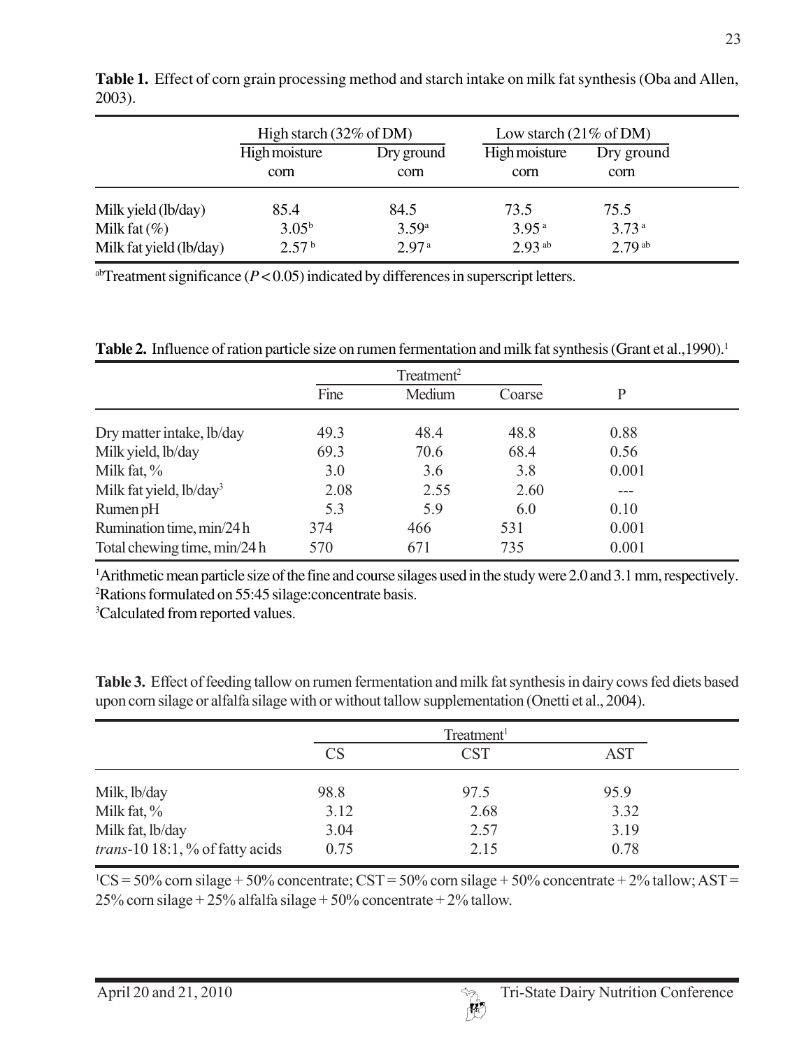**Table 1.** Effect of corn grain processing method and starch intake on milk fat synthesis (Oba and Allen, 2003).

| | High starch (32% of DM) | | Low starch (21% of DM) | |
|---|---|---|---|---|
| | High moisture corn | Dry ground corn | High moisture corn | Dry ground corn |
| Milk yield (lb/day) | 85.4 | 84.5 | 73.5 | 75.5 |
| Milk fat (%) | 3.05[b] | 3.59[a] | 3.95[a] | 3.73[a] |
| Milk fat yield (lb/day) | 2.57[b] | 2.97[a] | 2.93[ab] | 2.79[ab] |

[ab]Treatment significance ($P < 0.05$) indicated by differences in superscript letters.

**Table 2.** Influence of ration particle size on rumen fermentation and milk fat synthesis (Grant et al.,1990).[1]

| | Treatment[2] | | | |
|---|---|---|---|---|
| | Fine | Medium | Coarse | P |
| Dry matter intake, lb/day | 49.3 | 48.4 | 48.8 | 0.88 |
| Milk yield, lb/day | 69.3 | 70.6 | 68.4 | 0.56 |
| Milk fat, % | 3.0 | 3.6 | 3.8 | 0.001 |
| Milk fat yield, lb/day[3] | 2.08 | 2.55 | 2.60 | --- |
| Rumen pH | 5.3 | 5.9 | 6.0 | 0.10 |
| Rumination time, min/24 h | 374 | 466 | 531 | 0.001 |
| Total chewing time, min/24 h | 570 | 671 | 735 | 0.001 |

[1]Arithmetic mean particle size of the fine and course silages used in the study were 2.0 and 3.1 mm, respectively.
[2]Rations formulated on 55:45 silage:concentrate basis.
[3]Calculated from reported values.

**Table 3.** Effect of feeding tallow on rumen fermentation and milk fat synthesis in dairy cows fed diets based upon corn silage or alfalfa silage with or without tallow supplementation (Onetti et al., 2004).

| | Treatment[1] | | |
|---|---|---|---|
| | CS | CST | AST |
| Milk, lb/day | 98.8 | 97.5 | 95.9 |
| Milk fat, % | 3.12 | 2.68 | 3.32 |
| Milk fat, lb/day | 3.04 | 2.57 | 3.19 |
| *trans*-10 18:1, % of fatty acids | 0.75 | 2.15 | 0.78 |

[1]CS = 50% corn silage + 50% concentrate; CST = 50% corn silage + 50% concentrate + 2% tallow; AST = 25% corn silage + 25% alfalfa silage + 50% concentrate + 2% tallow.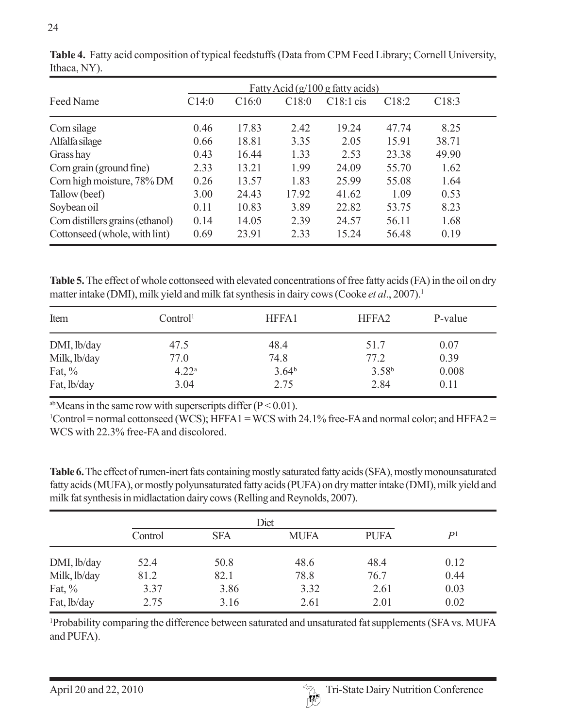**Table 4.** Fatty acid composition of typical feedstuffs (Data from CPM Feed Library; Cornell University, Ithaca, NY).

| | Fatty Acid (g/100 g fatty acids) | | | | | |
|---|---|---|---|---|---|---|
| Feed Name | C14:0 | C16:0 | C18:0 | C18:1 cis | C18:2 | C18:3 |
| Corn silage | 0.46 | 17.83 | 2.42 | 19.24 | 47.74 | 8.25 |
| Alfalfa silage | 0.66 | 18.81 | 3.35 | 2.05 | 15.91 | 38.71 |
| Grass hay | 0.43 | 16.44 | 1.33 | 2.53 | 23.38 | 49.90 |
| Corn grain (ground fine) | 2.33 | 13.21 | 1.99 | 24.09 | 55.70 | 1.62 |
| Corn high moisture, 78% DM | 0.26 | 13.57 | 1.83 | 25.99 | 55.08 | 1.64 |
| Tallow (beef) | 3.00 | 24.43 | 17.92 | 41.62 | 1.09 | 0.53 |
| Soybean oil | 0.11 | 10.83 | 3.89 | 22.82 | 53.75 | 8.23 |
| Corn distillers grains (ethanol) | 0.14 | 14.05 | 2.39 | 24.57 | 56.11 | 1.68 |
| Cottonseed (whole, with lint) | 0.69 | 23.91 | 2.33 | 15.24 | 56.48 | 0.19 |

**Table 5.** The effect of whole cottonseed with elevated concentrations of free fatty acids (FA) in the oil on dry matter intake (DMI), milk yield and milk fat synthesis in dairy cows (Cooke *et al*., 2007).[1]

| Item | Control[1] | HFFA1 | HFFA2 | P-value |
|---|---|---|---|---|
| DMI, lb/day | 47.5 | 48.4 | 51.7 | 0.07 |
| Milk, lb/day | 77.0 | 74.8 | 77.2 | 0.39 |
| Fat, % | 4.22[a] | 3.64[b] | 3.58[b] | 0.008 |
| Fat, lb/day | 3.04 | 2.75 | 2.84 | 0.11 |

[ab]Means in the same row with superscripts differ ($P < 0.01$).

[1]Control = normal cottonseed (WCS); HFFA1 = WCS with 24.1% free-FA and normal color; and HFFA2 = WCS with 22.3% free-FA and discolored.

**Table 6.** The effect of rumen-inert fats containing mostly saturated fatty acids (SFA), mostly monounsaturated fatty acids (MUFA), or mostly polyunsaturated fatty acids (PUFA) on dry matter intake (DMI), milk yield and milk fat synthesis in midlactation dairy cows (Relling and Reynolds, 2007).

| | Diet | | | | |
|---|---|---|---|---|---|
| | Control | SFA | MUFA | PUFA | *P*[1] |
| DMI, lb/day | 52.4 | 50.8 | 48.6 | 48.4 | 0.12 |
| Milk, lb/day | 81.2 | 82.1 | 78.8 | 76.7 | 0.44 |
| Fat, % | 3.37 | 3.86 | 3.32 | 2.61 | 0.03 |
| Fat, lb/day | 2.75 | 3.16 | 2.61 | 2.01 | 0.02 |

[1]Probability comparing the difference between saturated and unsaturated fat supplements (SFA vs. MUFA and PUFA).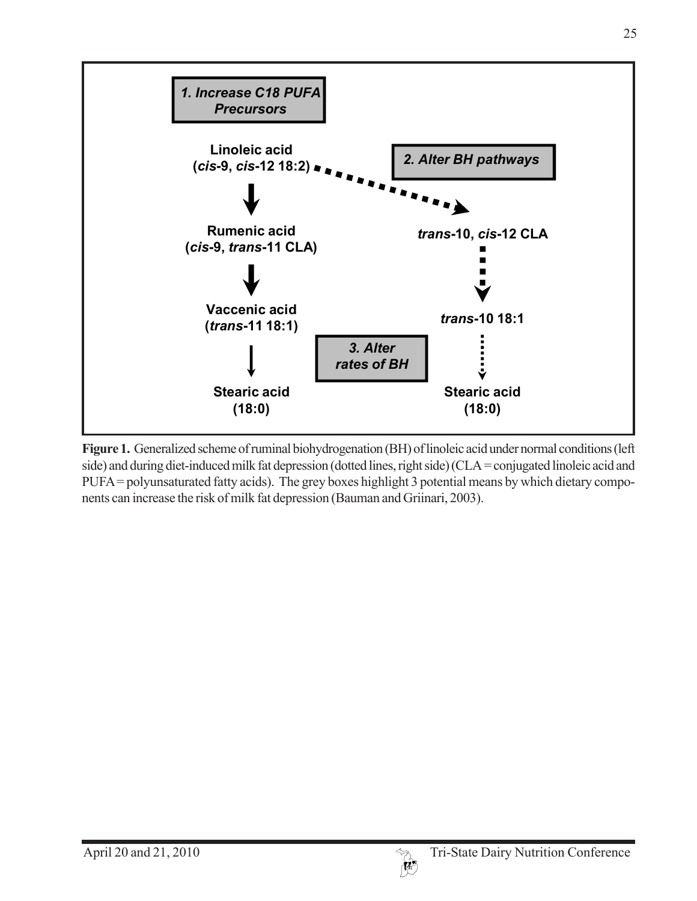1. Increase C18 PUFA Precursors

Linoleic acid (*cis*-9, *cis*-12 18:2)

2. Alter BH pathways

Rumenic acid (*cis*-9, *trans*-11 CLA)

*trans*-10, *cis*-12 CLA

Vaccenic acid (*trans*-11 18:1)

*trans*-10 18:1

3. Alter rates of BH

Stearic acid (18:0)

Stearic acid (18:0)

**Figure 1.** Generalized scheme of ruminal biohydrogenation (BH) of linoleic acid under normal conditions (left side) and during diet-induced milk fat depression (dotted lines, right side) (CLA = conjugated linoleic acid and PUFA = polyunsaturated fatty acids). The grey boxes highlight 3 potential means by which dietary components can increase the risk of milk fat depression (Bauman and Griinari, 2003).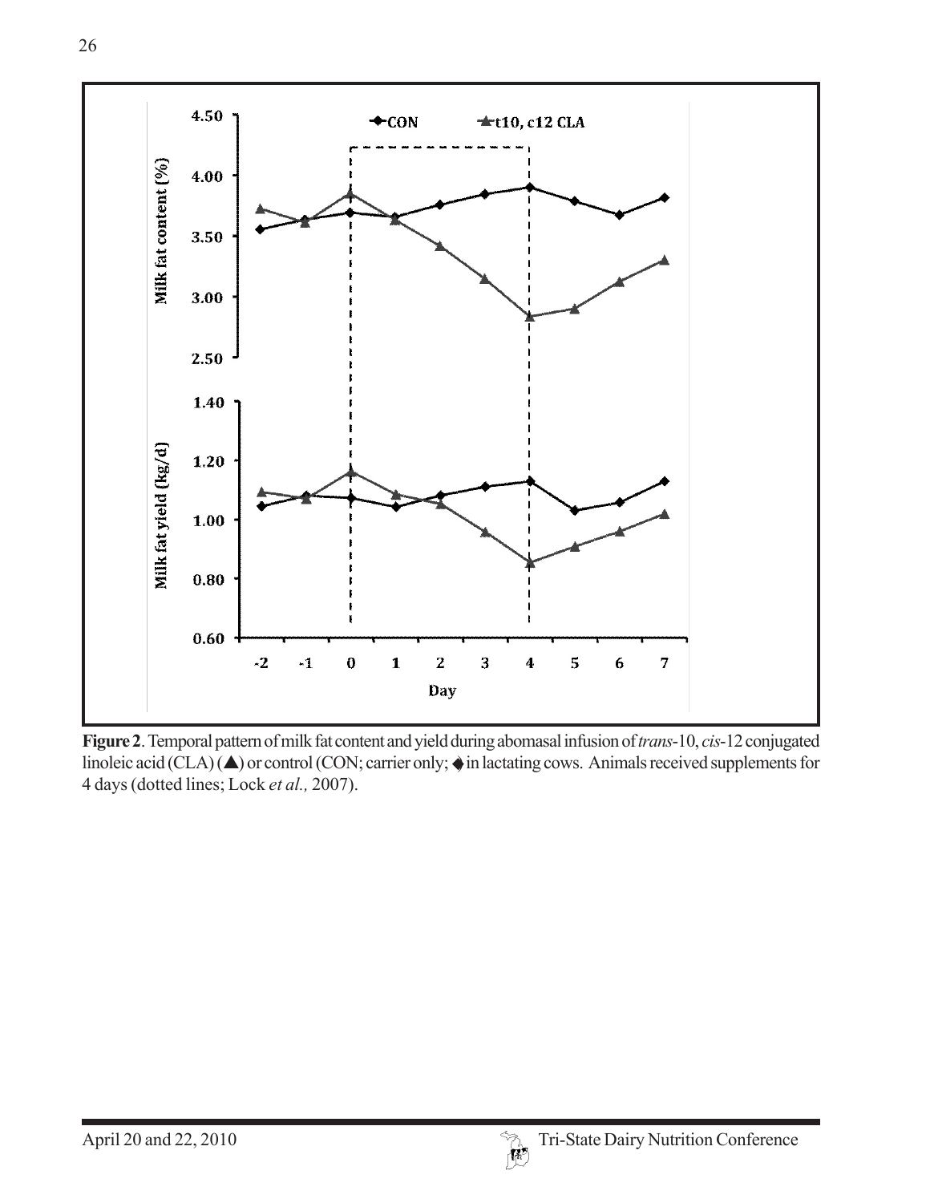4.50

4.00

3.50

3.00

2.50

Milk fat content (%)

CON

t10, c12 CLA

1.40

1.20

1.00

0.80

0.60

Milk fat yield (kg/d)

-2 -1 0 1 2 3 4 5 6 7

Day

**Figure 2**. Temporal pattern of milk fat content and yield during abomasal infusion of *trans*-10, *cis*-12 conjugated linoleic acid (CLA) (▲) or control (CON; carrier only; ◆ in lactating cows. Animals received supplements for 4 days (dotted lines; Lock *et al.,* 2007).